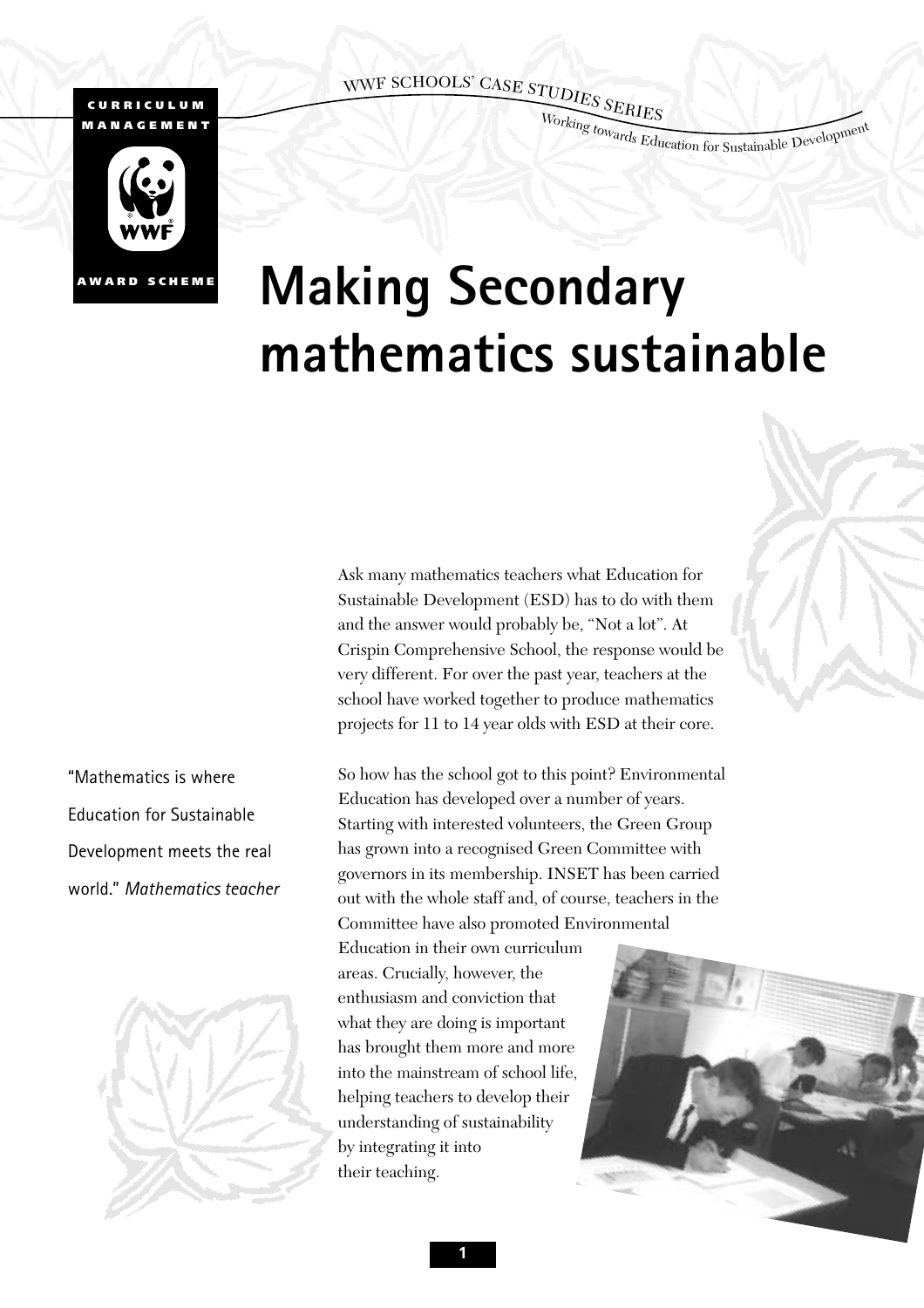WWF SCHOOLS' CASE STUDIES SERIES

Working towards Education for Sustainable Development

CURRICULUM MANAGEMENT

WWF

AWARD SCHEME

# Making Secondary mathematics sustainable

Ask many mathematics teachers what Education for Sustainable Development (ESD) has to do with them and the answer would probably be, "Not a lot". At Crispin Comprehensive School, the response would be very different. For over the past year, teachers at the school have worked together to produce mathematics projects for 11 to 14 year olds with ESD at their core.

"Mathematics is where Education for Sustainable Development meets the real world." *Mathematics teacher*

So how has the school got to this point? Environmental Education has developed over a number of years. Starting with interested volunteers, the Green Group has grown into a recognised Green Committee with governors in its membership. INSET has been carried out with the whole staff and, of course, teachers in the Committee have also promoted Environmental Education in their own curriculum areas. Crucially, however, the enthusiasm and conviction that what they are doing is important has brought them more and more into the mainstream of school life, helping teachers to develop their understanding of sustainability by integrating it into their teaching.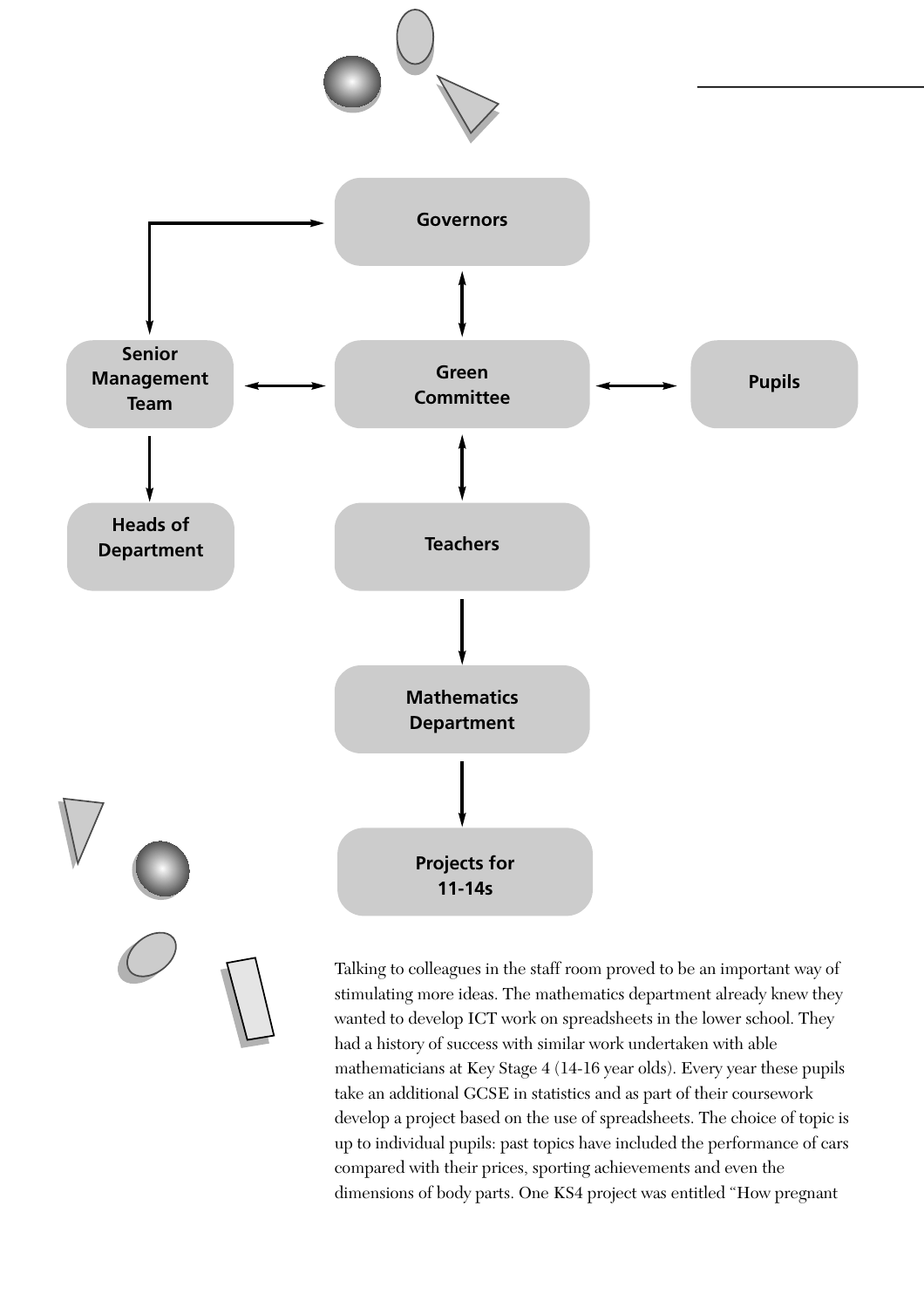Governors

Senior Management Team

Green Committee

Pupils

Heads of Department

Teachers

Mathematics Department

Projects for 11-14s

Talking to colleagues in the staff room proved to be an important way of stimulating more ideas. The mathematics department already knew they wanted to develop ICT work on spreadsheets in the lower school. They had a history of success with similar work undertaken with able mathematicians at Key Stage 4 (14-16 year olds). Every year these pupils take an additional GCSE in statistics and as part of their coursework develop a project based on the use of spreadsheets. The choice of topic is up to individual pupils: past topics have included the performance of cars compared with their prices, sporting achievements and even the dimensions of body parts. One KS4 project was entitled "How pregnant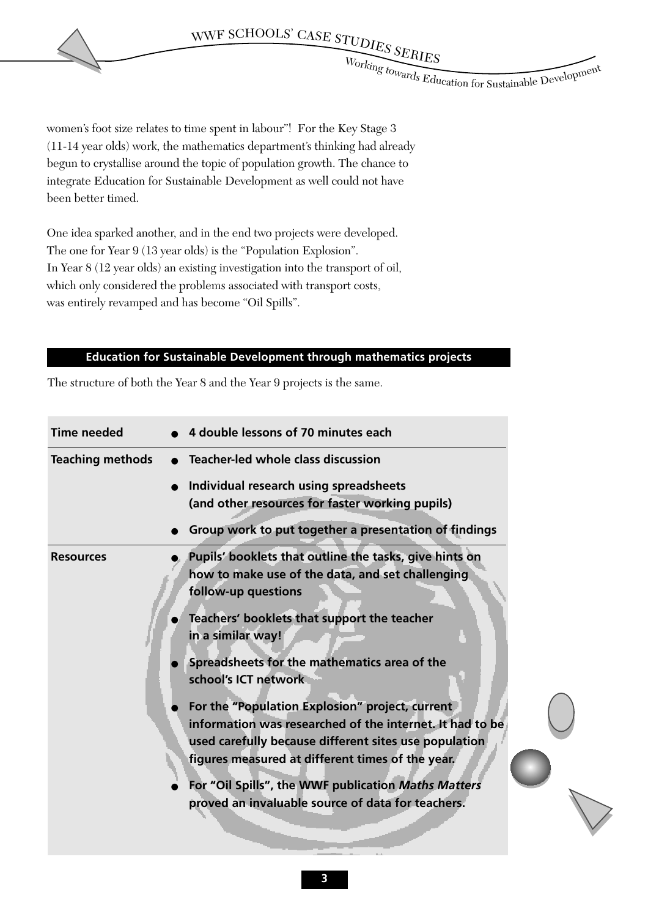women's foot size relates to time spent in labour"! For the Key Stage 3 (11-14 year olds) work, the mathematics department's thinking had already begun to crystallise around the topic of population growth. The chance to integrate Education for Sustainable Development as well could not have been better timed.

One idea sparked another, and in the end two projects were developed. The one for Year 9 (13 year olds) is the "Population Explosion". In Year 8 (12 year olds) an existing investigation into the transport of oil, which only considered the problems associated with transport costs, was entirely revamped and has become "Oil Spills".

## Education for Sustainable Development through mathematics projects

The structure of both the Year 8 and the Year 9 projects is the same.

| | |
|---|---|
| **Time needed** | • **4 double lessons of 70 minutes each** |
| **Teaching methods** | • **Teacher-led whole class discussion**<br>• **Individual research using spreadsheets (and other resources for faster working pupils)**<br>• **Group work to put together a presentation of findings** |
| **Resources** | • **Pupils' booklets that outline the tasks, give hints on how to make use of the data, and set challenging follow-up questions**<br>• **Teachers' booklets that support the teacher in a similar way!**<br>• **Spreadsheets for the mathematics area of the school's ICT network**<br>• **For the "Population Explosion" project, current information was researched of the internet. It had to be used carefully because different sites use population figures measured at different times of the year.**<br>• **For "Oil Spills", the WWF publication *Maths Matters* proved an invaluable source of data for teachers.** |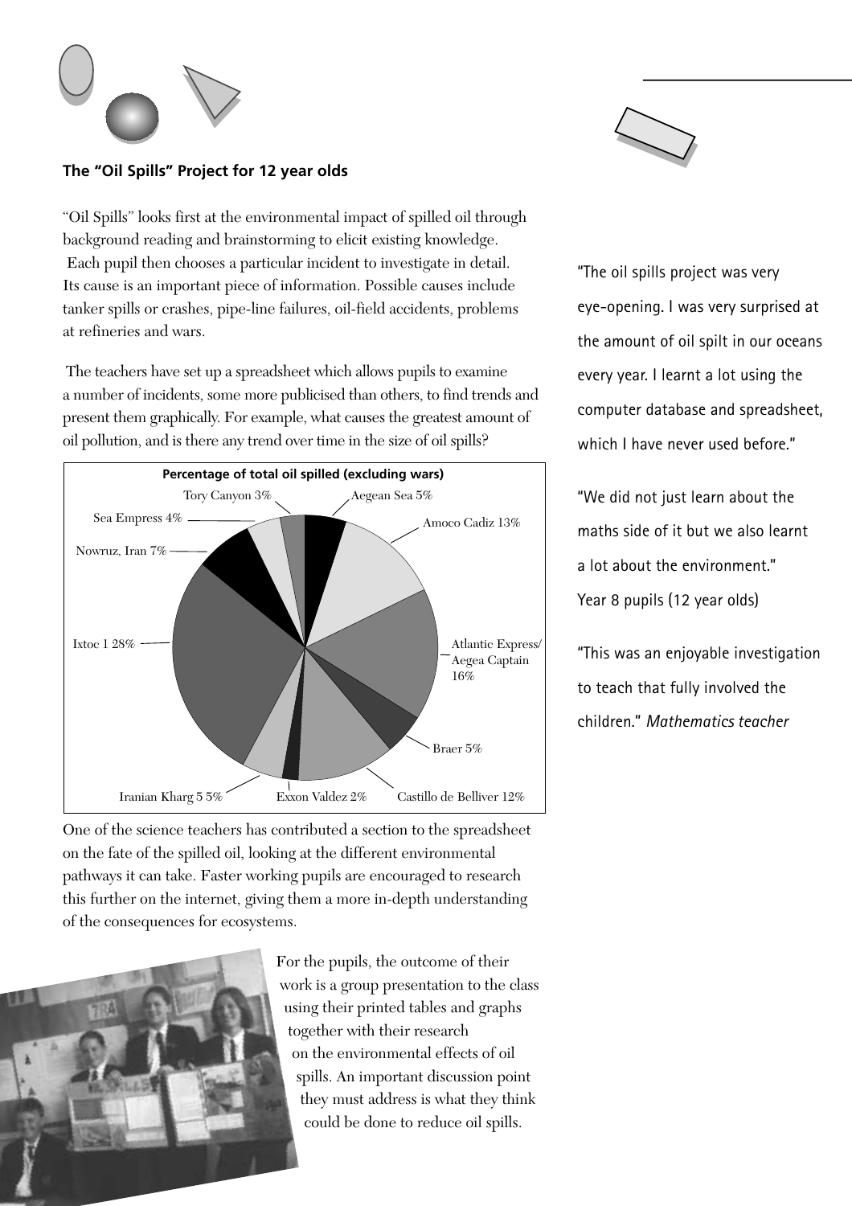### The "Oil Spills" Project for 12 year olds

"Oil Spills" looks first at the environmental impact of spilled oil through background reading and brainstorming to elicit existing knowledge. Each pupil then chooses a particular incident to investigate in detail. Its cause is an important piece of information. Possible causes include tanker spills or crashes, pipe-line failures, oil-field accidents, problems at refineries and wars.

The teachers have set up a spreadsheet which allows pupils to examine a number of incidents, some more publicised than others, to find trends and present them graphically. For example, what causes the greatest amount of oil pollution, and is there any trend over time in the size of oil spills?

**Percentage of total oil spilled (excluding wars)**

| Incident | Percentage |
|---|---|
| Aegean Sea | 5% |
| Amoco Cadiz | 13% |
| Atlantic Express/ Aegea Captain | 16% |
| Braer | 5% |
| Castillo de Belliver | 12% |
| Exxon Valdez | 2% |
| Iranian Kharg 5 | 5% |
| Ixtoc 1 | 28% |
| Nowruz, Iran | 7% |
| Sea Empress | 4% |
| Tory Canyon | 3% |

One of the science teachers has contributed a section to the spreadsheet on the fate of the spilled oil, looking at the different environmental pathways it can take. Faster working pupils are encouraged to research this further on the internet, giving them a more in-depth understanding of the consequences for ecosystems.

For the pupils, the outcome of their work is a group presentation to the class using their printed tables and graphs together with their research on the environmental effects of oil spills. An important discussion point they must address is what they think could be done to reduce oil spills.

"The oil spills project was very eye-opening. I was very surprised at the amount of oil spilt in our oceans every year. I learnt a lot using the computer database and spreadsheet, which I have never used before."

"We did not just learn about the maths side of it but we also learnt a lot about the environment."
Year 8 pupils (12 year olds)

"This was an enjoyable investigation to teach that fully involved the children." *Mathematics teacher*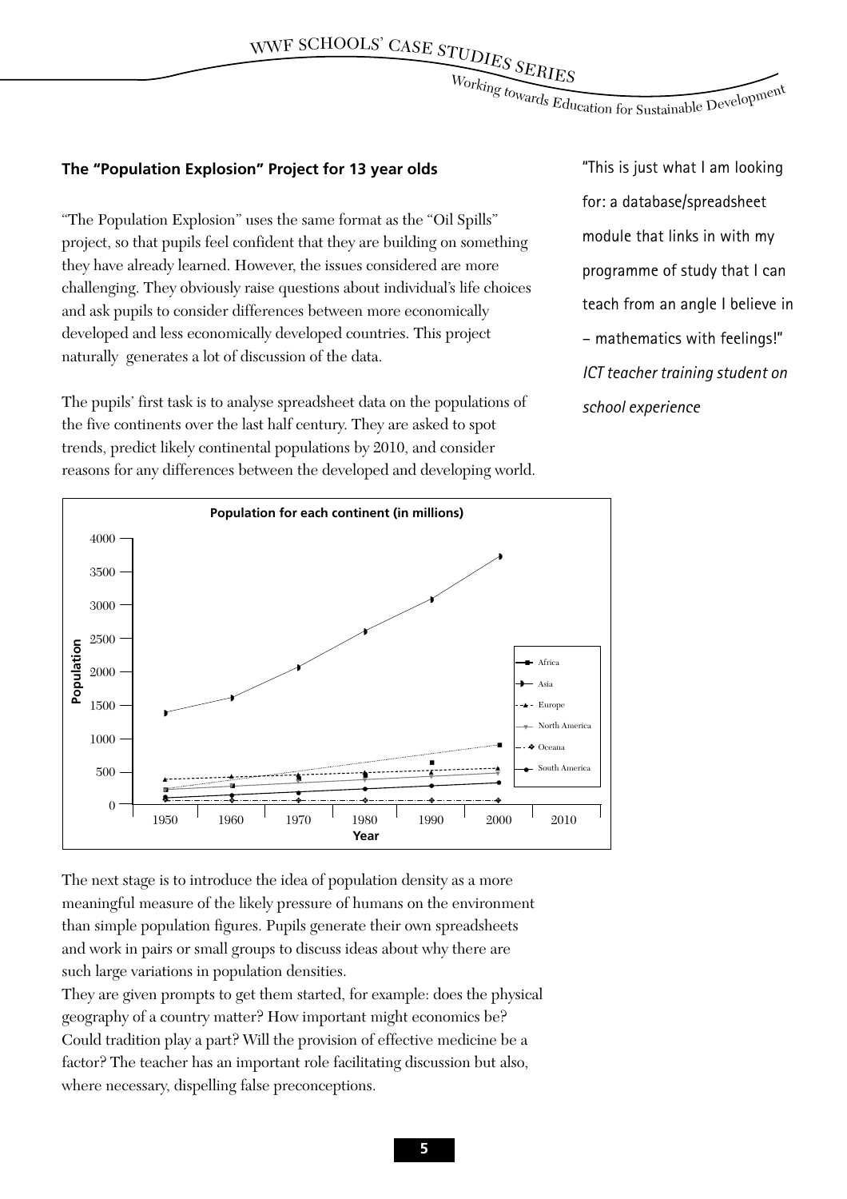### The "Population Explosion" Project for 13 year olds

"The Population Explosion" uses the same format as the "Oil Spills" project, so that pupils feel confident that they are building on something they have already learned. However, the issues considered are more challenging. They obviously raise questions about individual's life choices and ask pupils to consider differences between more economically developed and less economically developed countries. This project naturally generates a lot of discussion of the data.

The pupils' first task is to analyse spreadsheet data on the populations of the five continents over the last half century. They are asked to spot trends, predict likely continental populations by 2010, and consider reasons for any differences between the developed and developing world.

"This is just what I am looking for: a database/spreadsheet module that links in with my programme of study that I can teach from an angle I believe in – mathematics with feelings!"
*ICT teacher training student on school experience*

**Population for each continent (in millions)**

(Chart: Population (0–4000) vs Year (1950–2010); series: Africa, Asia, Europe, North America, Oceana, South America)

The next stage is to introduce the idea of population density as a more meaningful measure of the likely pressure of humans on the environment than simple population figures. Pupils generate their own spreadsheets and work in pairs or small groups to discuss ideas about why there are such large variations in population densities.

They are given prompts to get them started, for example: does the physical geography of a country matter? How important might economics be? Could tradition play a part? Will the provision of effective medicine be a factor? The teacher has an important role facilitating discussion but also, where necessary, dispelling false preconceptions.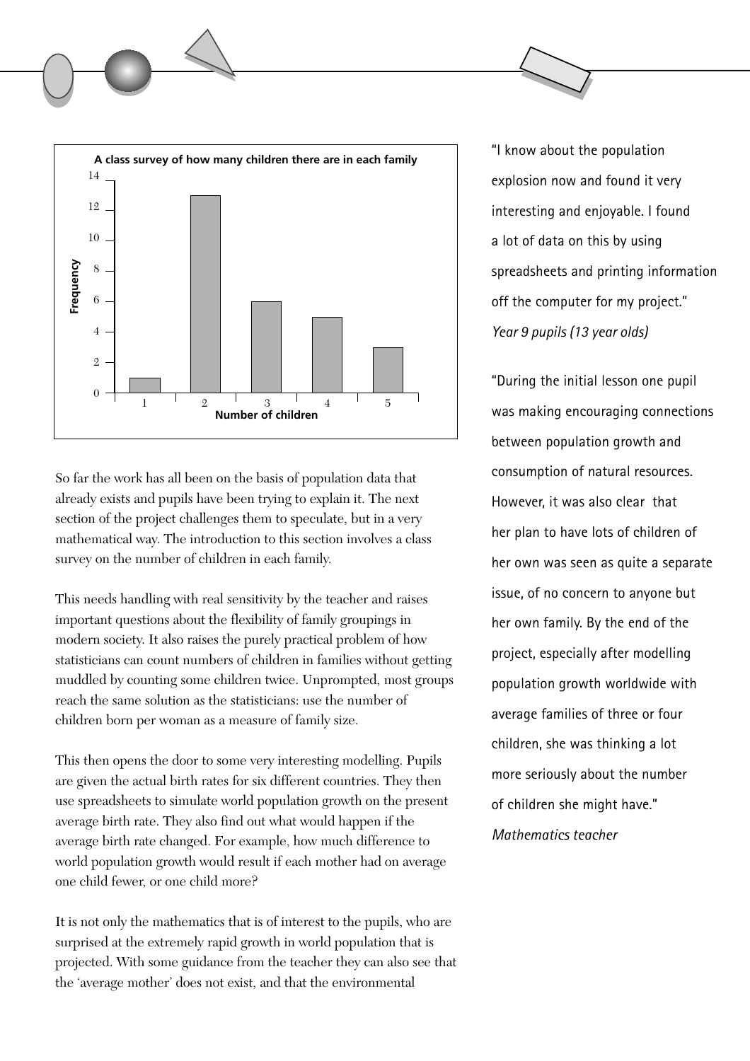**A class survey of how many children there are in each family**

| Number of children | Frequency |
|---|---|
| 1 | 1 |
| 2 | 13 |
| 3 | 6 |
| 4 | 5 |
| 5 | 3 |

So far the work has all been on the basis of population data that already exists and pupils have been trying to explain it. The next section of the project challenges them to speculate, but in a very mathematical way. The introduction to this section involves a class survey on the number of children in each family.

This needs handling with real sensitivity by the teacher and raises important questions about the flexibility of family groupings in modern society. It also raises the purely practical problem of how statisticians can count numbers of children in families without getting muddled by counting some children twice. Unprompted, most groups reach the same solution as the statisticians: use the number of children born per woman as a measure of family size.

This then opens the door to some very interesting modelling. Pupils are given the actual birth rates for six different countries. They then use spreadsheets to simulate world population growth on the present average birth rate. They also find out what would happen if the average birth rate changed. For example, how much difference to world population growth would result if each mother had on average one child fewer, or one child more?

It is not only the mathematics that is of interest to the pupils, who are surprised at the extremely rapid growth in world population that is projected. With some guidance from the teacher they can also see that the 'average mother' does not exist, and that the environmental

"I know about the population explosion now and found it very interesting and enjoyable. I found a lot of data on this by using spreadsheets and printing information off the computer for my project."
*Year 9 pupils (13 year olds)*

"During the initial lesson one pupil was making encouraging connections between population growth and consumption of natural resources. However, it was also clear that her plan to have lots of children of her own was seen as quite a separate issue, of no concern to anyone but her own family. By the end of the project, especially after modelling population growth worldwide with average families of three or four children, she was thinking a lot more seriously about the number of children she might have."
*Mathematics teacher*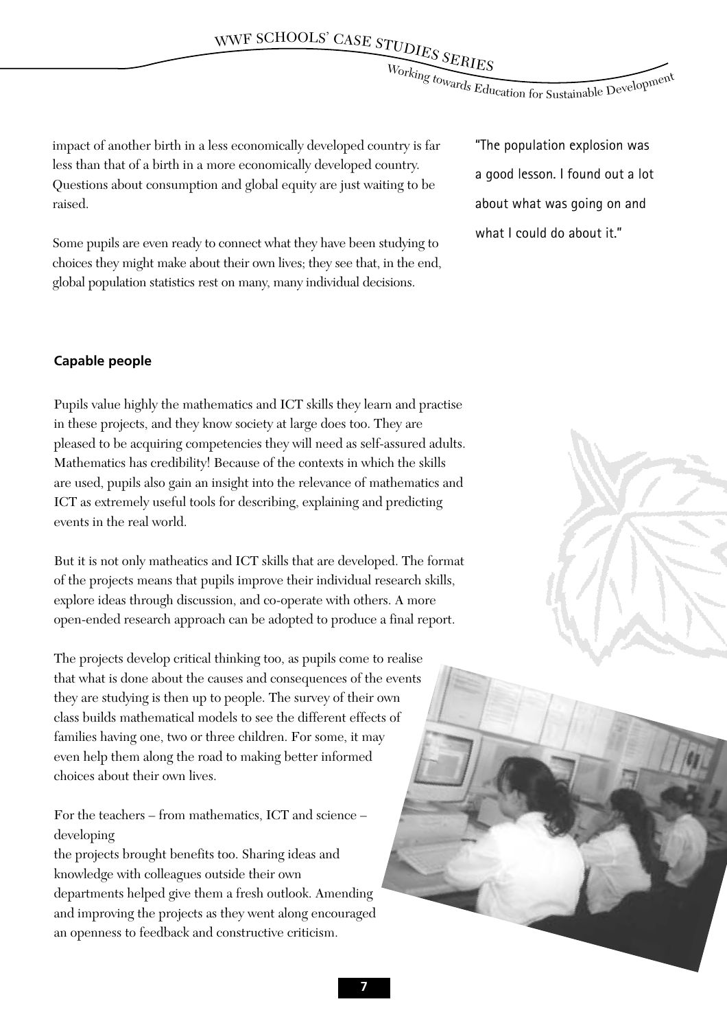impact of another birth in a less economically developed country is far less than that of a birth in a more economically developed country. Questions about consumption and global equity are just waiting to be raised.

Some pupils are even ready to connect what they have been studying to choices they might make about their own lives; they see that, in the end, global population statistics rest on many, many individual decisions.

"The population explosion was a good lesson. I found out a lot about what was going on and what I could do about it."

**Capable people**

Pupils value highly the mathematics and ICT skills they learn and practise in these projects, and they know society at large does too. They are pleased to be acquiring competencies they will need as self-assured adults. Mathematics has credibility! Because of the contexts in which the skills are used, pupils also gain an insight into the relevance of mathematics and ICT as extremely useful tools for describing, explaining and predicting events in the real world.

But it is not only matheatics and ICT skills that are developed. The format of the projects means that pupils improve their individual research skills, explore ideas through discussion, and co-operate with others. A more open-ended research approach can be adopted to produce a final report.

The projects develop critical thinking too, as pupils come to realise that what is done about the causes and consequences of the events they are studying is then up to people. The survey of their own class builds mathematical models to see the different effects of families having one, two or three children. For some, it may even help them along the road to making better informed choices about their own lives.

For the teachers – from mathematics, ICT and science – developing the projects brought benefits too. Sharing ideas and knowledge with colleagues outside their own departments helped give them a fresh outlook. Amending and improving the projects as they went along encouraged an openness to feedback and constructive criticism.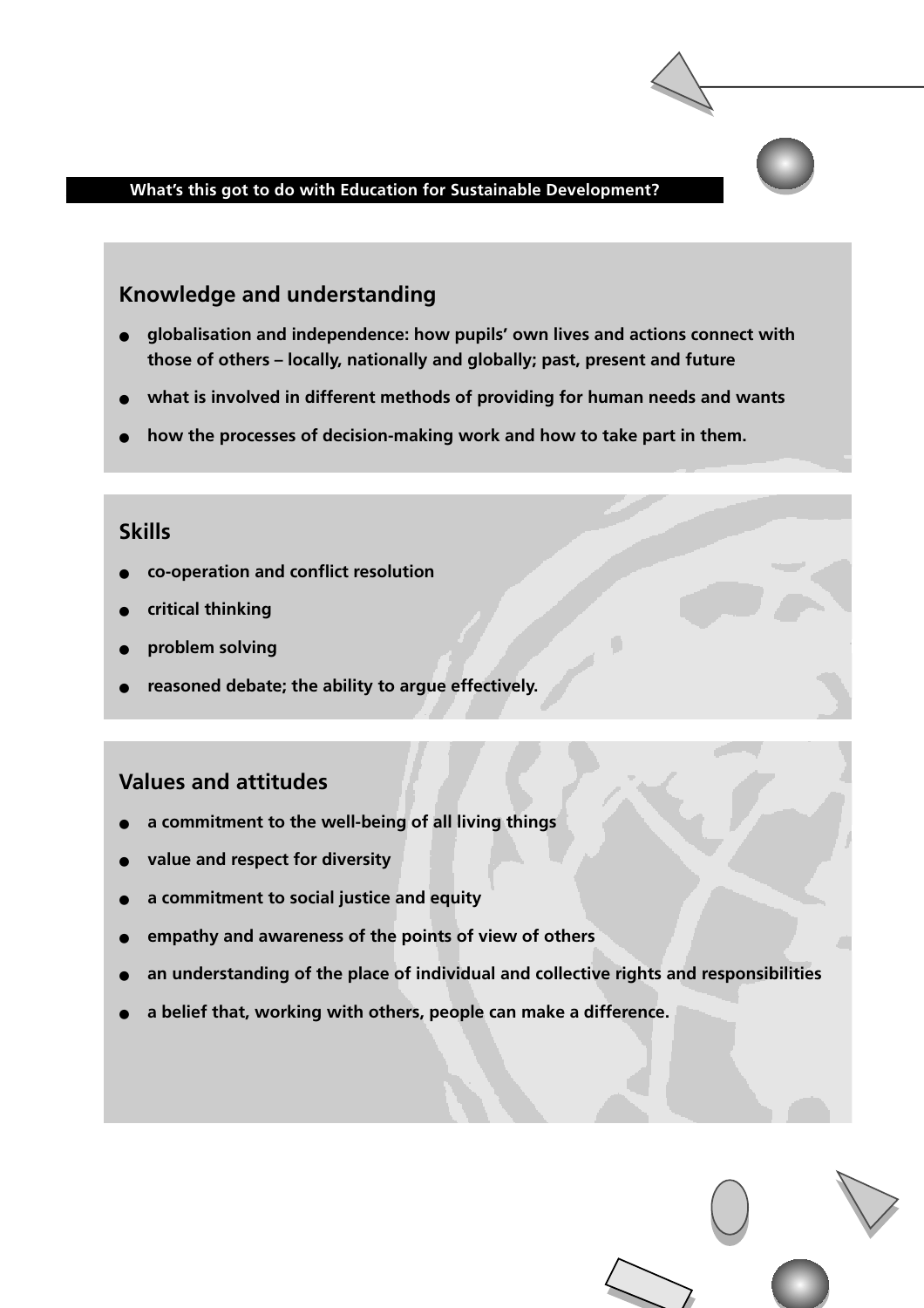## What's this got to do with Education for Sustainable Development?

### Knowledge and understanding

- globalisation and independence: how pupils' own lives and actions connect with those of others – locally, nationally and globally; past, present and future
- what is involved in different methods of providing for human needs and wants
- how the processes of decision-making work and how to take part in them.

### Skills

- co-operation and conflict resolution
- critical thinking
- problem solving
- reasoned debate; the ability to argue effectively.

### Values and attitudes

- a commitment to the well-being of all living things
- value and respect for diversity
- a commitment to social justice and equity
- empathy and awareness of the points of view of others
- an understanding of the place of individual and collective rights and responsibilities
- a belief that, working with others, people can make a difference.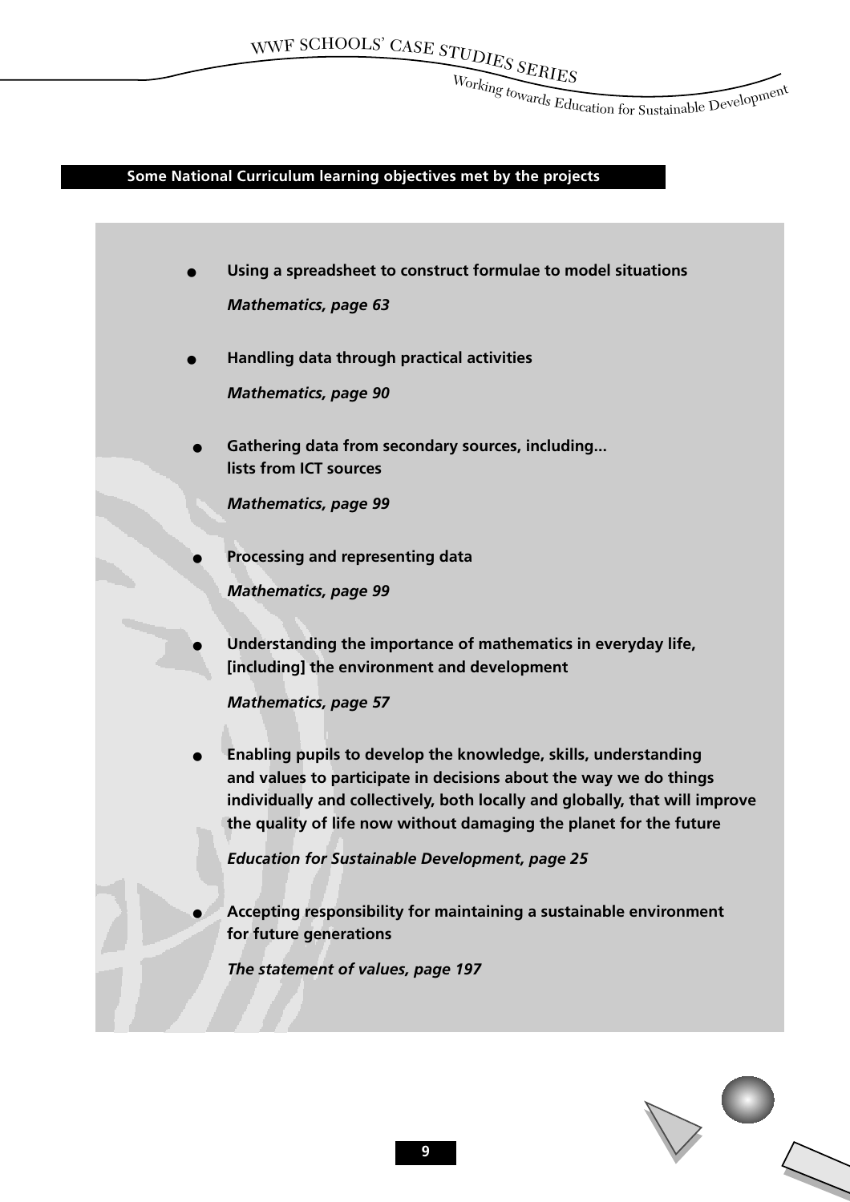## Some National Curriculum learning objectives met by the projects

- **Using a spreadsheet to construct formulae to model situations**

  ***Mathematics, page 63***

- **Handling data through practical activities**

  ***Mathematics, page 90***

- **Gathering data from secondary sources, including... lists from ICT sources**

  ***Mathematics, page 99***

- **Processing and representing data**

  ***Mathematics, page 99***

- **Understanding the importance of mathematics in everyday life, [including] the environment and development**

  ***Mathematics, page 57***

- **Enabling pupils to develop the knowledge, skills, understanding and values to participate in decisions about the way we do things individually and collectively, both locally and globally, that will improve the quality of life now without damaging the planet for the future**

  ***Education for Sustainable Development, page 25***

- **Accepting responsibility for maintaining a sustainable environment for future generations**

  ***The statement of values, page 197***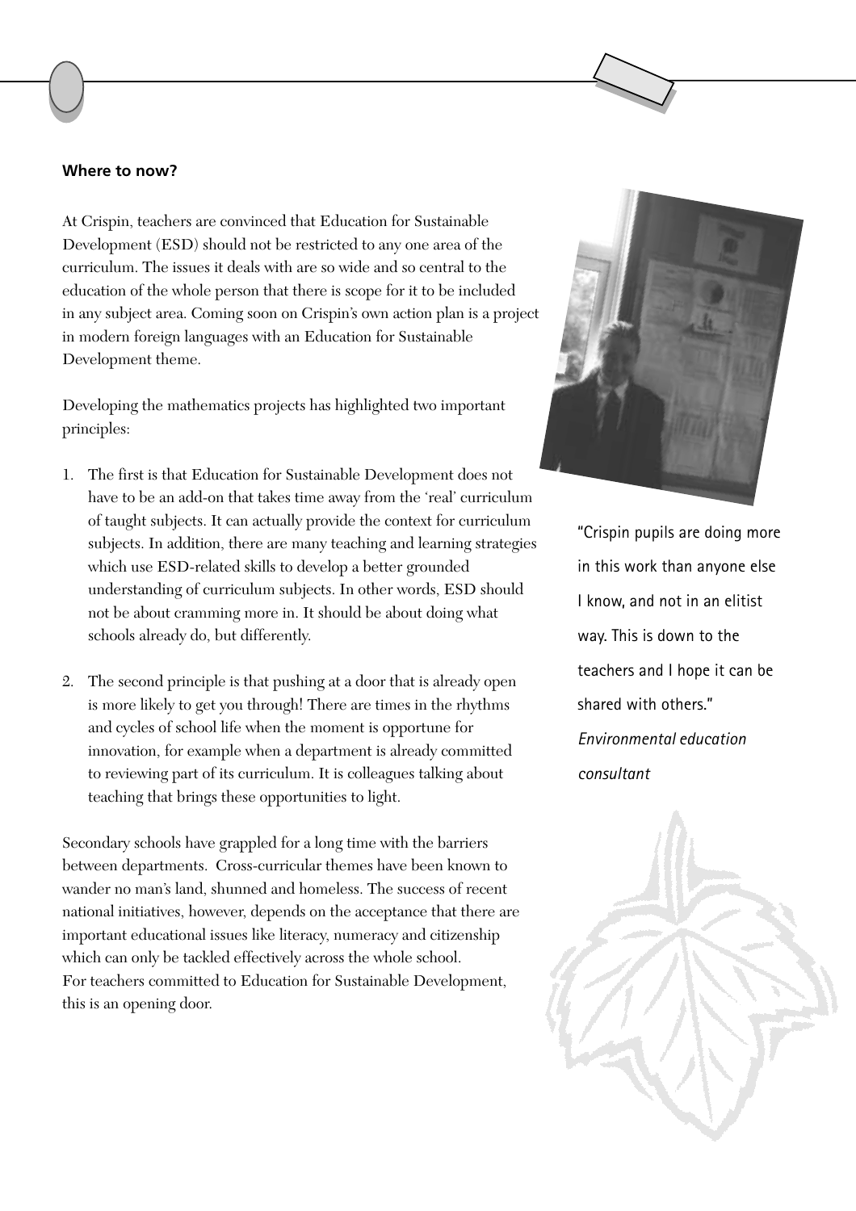## Where to now?

At Crispin, teachers are convinced that Education for Sustainable Development (ESD) should not be restricted to any one area of the curriculum. The issues it deals with are so wide and so central to the education of the whole person that there is scope for it to be included in any subject area. Coming soon on Crispin's own action plan is a project in modern foreign languages with an Education for Sustainable Development theme.

Developing the mathematics projects has highlighted two important principles:

1. The first is that Education for Sustainable Development does not have to be an add-on that takes time away from the 'real' curriculum of taught subjects. It can actually provide the context for curriculum subjects. In addition, there are many teaching and learning strategies which use ESD-related skills to develop a better grounded understanding of curriculum subjects. In other words, ESD should not be about cramming more in. It should be about doing what schools already do, but differently.

2. The second principle is that pushing at a door that is already open is more likely to get you through! There are times in the rhythms and cycles of school life when the moment is opportune for innovation, for example when a department is already committed to reviewing part of its curriculum. It is colleagues talking about teaching that brings these opportunities to light.

Secondary schools have grappled for a long time with the barriers between departments. Cross-curricular themes have been known to wander no man's land, shunned and homeless. The success of recent national initiatives, however, depends on the acceptance that there are important educational issues like literacy, numeracy and citizenship which can only be tackled effectively across the whole school. For teachers committed to Education for Sustainable Development, this is an opening door.

"Crispin pupils are doing more in this work than anyone else I know, and not in an elitist way. This is down to the teachers and I hope it can be shared with others."
*Environmental education consultant*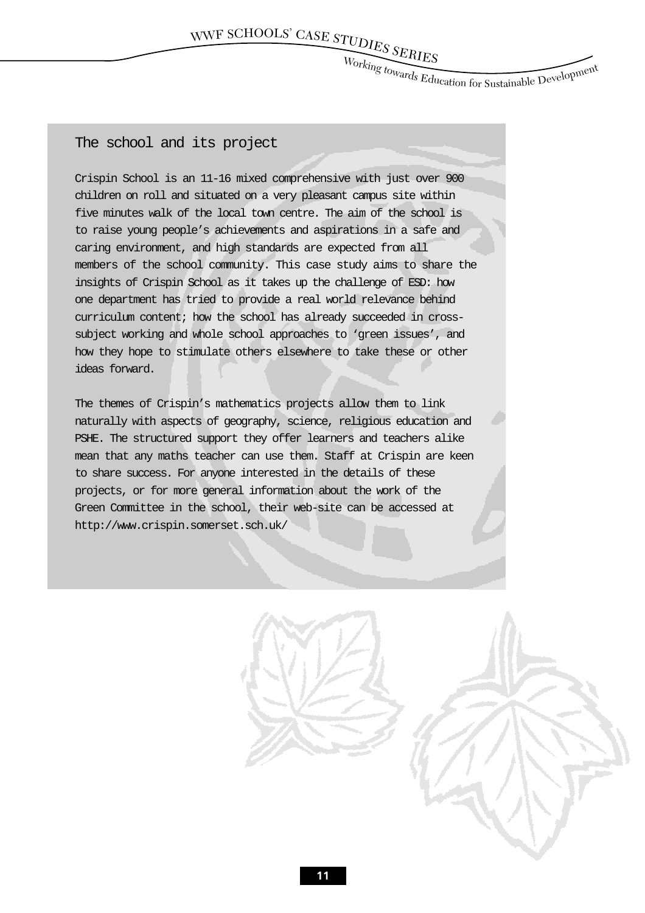## The school and its project

Crispin School is an 11-16 mixed comprehensive with just over 900 children on roll and situated on a very pleasant campus site within five minutes walk of the local town centre. The aim of the school is to raise young people's achievements and aspirations in a safe and caring environment, and high standards are expected from all members of the school community. This case study aims to share the insights of Crispin School as it takes up the challenge of ESD: how one department has tried to provide a real world relevance behind curriculum content; how the school has already succeeded in cross-subject working and whole school approaches to 'green issues', and how they hope to stimulate others elsewhere to take these or other ideas forward.

The themes of Crispin's mathematics projects allow them to link naturally with aspects of geography, science, religious education and PSHE. The structured support they offer learners and teachers alike mean that any maths teacher can use them. Staff at Crispin are keen to share success. For anyone interested in the details of these projects, or for more general information about the work of the Green Committee in the school, their web-site can be accessed at http://www.crispin.somerset.sch.uk/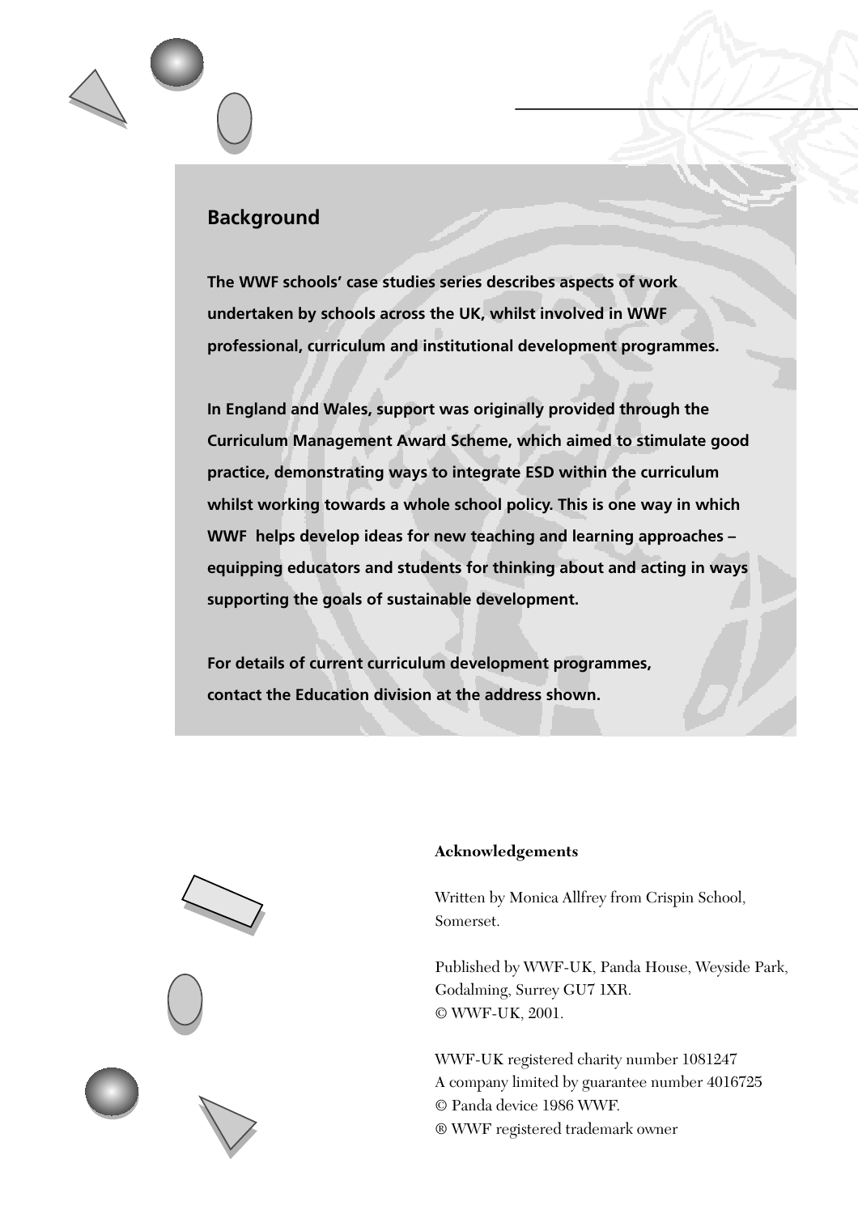## Background

**The WWF schools' case studies series describes aspects of work undertaken by schools across the UK, whilst involved in WWF professional, curriculum and institutional development programmes.**

**In England and Wales, support was originally provided through the Curriculum Management Award Scheme, which aimed to stimulate good practice, demonstrating ways to integrate ESD within the curriculum whilst working towards a whole school policy. This is one way in which WWF helps develop ideas for new teaching and learning approaches – equipping educators and students for thinking about and acting in ways supporting the goals of sustainable development.**

**For details of current curriculum development programmes, contact the Education division at the address shown.**

**Acknowledgements**

Written by Monica Allfrey from Crispin School, Somerset.

Published by WWF-UK, Panda House, Weyside Park, Godalming, Surrey GU7 1XR.
© WWF-UK, 2001.

WWF-UK registered charity number 1081247
A company limited by guarantee number 4016725
© Panda device 1986 WWF.
® WWF registered trademark owner